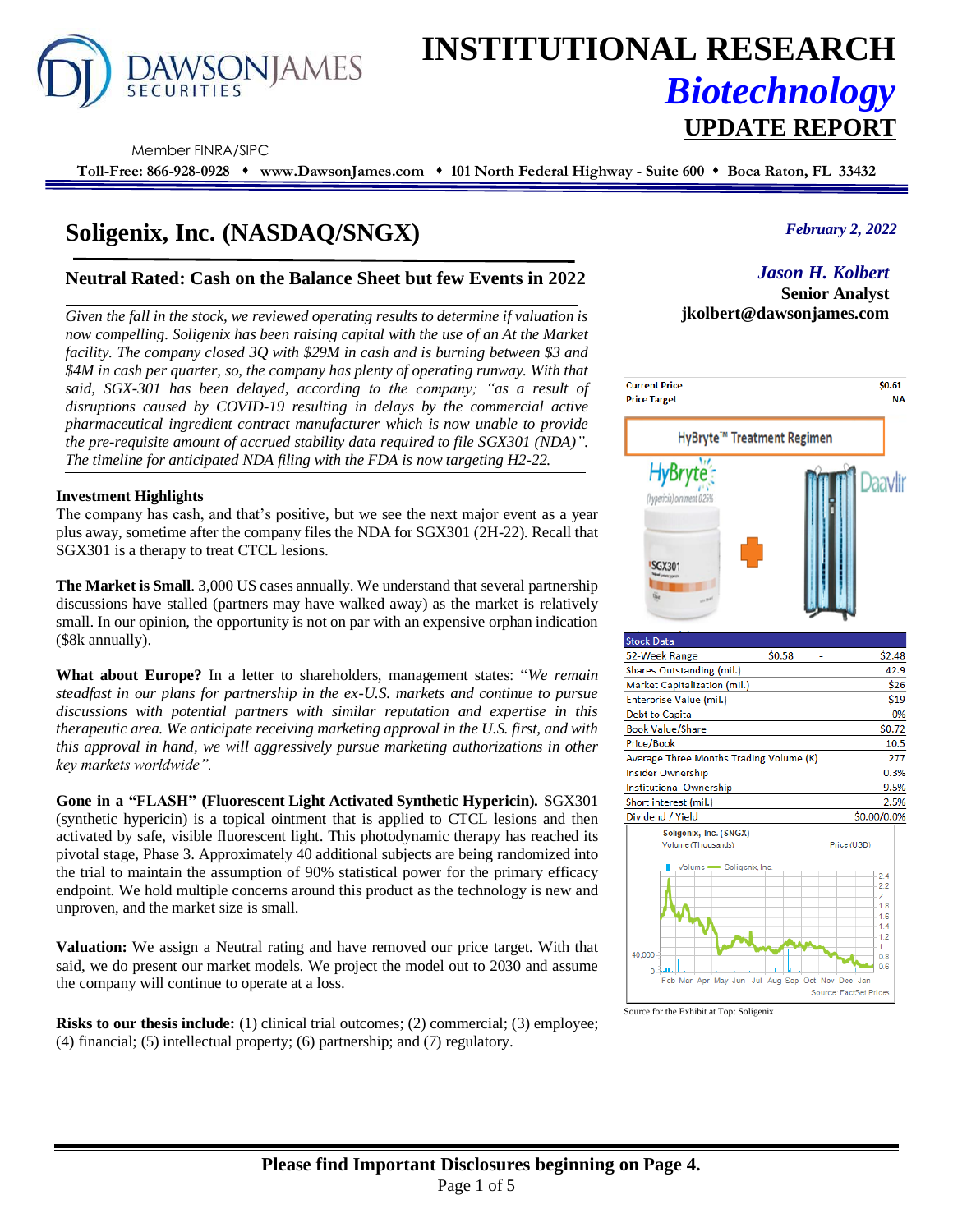# INSTITUTIONAL RESEARCH
## *Biotechnology*
## UPDATE REPORT

DAWSONJAMES SECURITIES

Member FINRA/SIPC

**Toll-Free: 866-928-0928 ♦ www.DawsonJames.com ♦ 101 North Federal Highway - Suite 600 ♦ Boca Raton, FL 33432**

# Soligenix, Inc. (NASDAQ/SNGX)

*February 2, 2022*

*Jason H. Kolbert*
**Senior Analyst**
**jkolbert@dawsonjames.com**

## Neutral Rated: Cash on the Balance Sheet but few Events in 2022

*Given the fall in the stock, we reviewed operating results to determine if valuation is now compelling. Soligenix has been raising capital with the use of an At the Market facility. The company closed 3Q with $29M in cash and is burning between $3 and $4M in cash per quarter, so, the company has plenty of operating runway. With that said, SGX-301 has been delayed, according to the company; "as a result of disruptions caused by COVID-19 resulting in delays by the commercial active pharmaceutical ingredient contract manufacturer which is now unable to provide the pre-requisite amount of accrued stability data required to file SGX301 (NDA)". The timeline for anticipated NDA filing with the FDA is now targeting H2-22.*

### Investment Highlights

The company has cash, and that's positive, but we see the next major event as a year plus away, sometime after the company files the NDA for SGX301 (2H-22). Recall that SGX301 is a therapy to treat CTCL lesions.

**The Market is Small**. 3,000 US cases annually. We understand that several partnership discussions have stalled (partners may have walked away) as the market is relatively small. In our opinion, the opportunity is not on par with an expensive orphan indication ($8k annually).

**What about Europe?** In a letter to shareholders, management states: "*We remain steadfast in our plans for partnership in the ex-U.S. markets and continue to pursue discussions with potential partners with similar reputation and expertise in this therapeutic area. We anticipate receiving marketing approval in the U.S. first, and with this approval in hand, we will aggressively pursue marketing authorizations in other key markets worldwide*".

**Gone in a "FLASH" (Fluorescent Light Activated Synthetic Hypericin).** SGX301 (synthetic hypericin) is a topical ointment that is applied to CTCL lesions and then activated by safe, visible fluorescent light. This photodynamic therapy has reached its pivotal stage, Phase 3. Approximately 40 additional subjects are being randomized into the trial to maintain the assumption of 90% statistical power for the primary efficacy endpoint. We hold multiple concerns around this product as the technology is new and unproven, and the market size is small.

**Valuation:** We assign a Neutral rating and have removed our price target. With that said, we do present our market models. We project the model out to 2030 and assume the company will continue to operate at a loss.

**Risks to our thesis include:** (1) clinical trial outcomes; (2) commercial; (3) employee; (4) financial; (5) intellectual property; (6) partnership; and (7) regulatory.

| | |
|---|---|
| Current Price | $0.61 |
| Price Target | NA |

HyBryte™ Treatment Regimen

| Stock Data | | | |
|---|---|---|---|
| 52-Week Range | $0.58 | - | $2.48 |
| Shares Outstanding (mil.) | | | 42.9 |
| Market Capitalization (mil.) | | | $26 |
| Enterprise Value (mil.) | | | $19 |
| Debt to Capital | | | 0% |
| Book Value/Share | | | $0.72 |
| Price/Book | | | 10.5 |
| Average Three Months Trading Volume (K) | | | 277 |
| Insider Ownership | | | 0.3% |
| Institutional Ownership | | | 9.5% |
| Short interest (mil.) | | | 2.5% |
| Dividend / Yield | | | $0.00/0.0% |

Source for the Exhibit at Top: Soligenix

**Please find Important Disclosures beginning on Page 4.**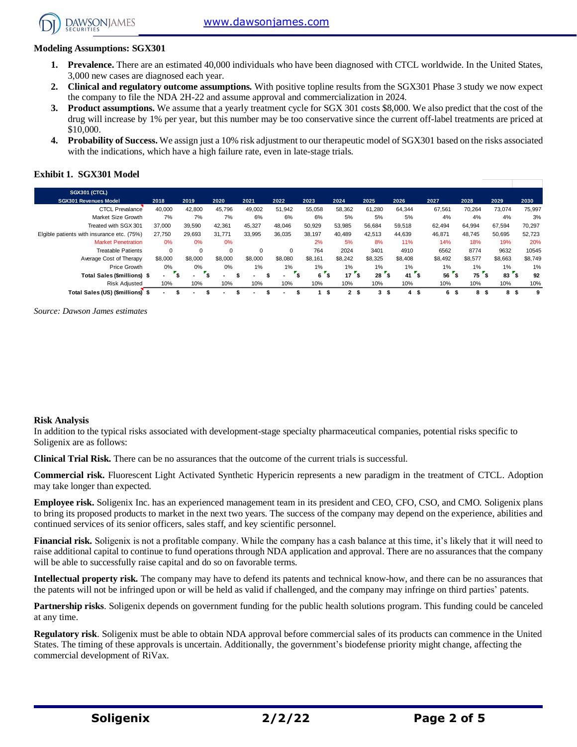**Modeling Assumptions: SGX301**

1. **Prevalence.** There are an estimated 40,000 individuals who have been diagnosed with CTCL worldwide. In the United States, 3,000 new cases are diagnosed each year.
2. **Clinical and regulatory outcome assumptions.** With positive topline results from the SGX301 Phase 3 study we now expect the company to file the NDA 2H-22 and assume approval and commercialization in 2024.
3. **Product assumptions.** We assume that a yearly treatment cycle for SGX 301 costs $8,000. We also predict that the cost of the drug will increase by 1% per year, but this number may be too conservative since the current off-label treatments are priced at $10,000.
4. **Probability of Success.** We assign just a 10% risk adjustment to our therapeutic model of SGX301 based on the risks associated with the indications, which have a high failure rate, even in late-stage trials.

**Exhibit 1. SGX301 Model**

| SGX301 (CTCL) SGX301 Revenues Model | 2018 | 2019 | 2020 | 2021 | 2022 | 2023 | 2024 | 2025 | 2026 | 2027 | 2028 | 2029 | 2030 |
|---|---|---|---|---|---|---|---|---|---|---|---|---|---|
| CTCL Prevalance | 40,000 | 42,800 | 45,796 | 49,002 | 51,942 | 55,058 | 58,362 | 61,280 | 64,344 | 67,561 | 70,264 | 73,074 | 75,997 |
| Market Size Growth | 7% | 7% | 7% | 6% | 6% | 6% | 5% | 5% | 5% | 4% | 4% | 4% | 3% |
| Treated with SGX 301 | 37,000 | 39,590 | 42,361 | 45,327 | 48,046 | 50,929 | 53,985 | 56,684 | 59,518 | 62,494 | 64,994 | 67,594 | 70,297 |
| Elgible patients with insurance etc. (75%) | 27,750 | 29,693 | 31,771 | 33,995 | 36,035 | 38,197 | 40,489 | 42,513 | 44,639 | 46,871 | 48,745 | 50,695 | 52,723 |
| Market Penetration | 0% | 0% | 0% | | | 2% | 5% | 8% | 11% | 14% | 18% | 19% | 20% |
| Treatable Patients | 0 | 0 | 0 | 0 | 0 | 764 | 2024 | 3401 | 4910 | 6562 | 8774 | 9632 | 10545 |
| Average Cost of Therapy | $8,000 | $8,000 | $8,000 | $8,000 | $8,080 | $8,161 | $8,242 | $8,325 | $8,408 | $8,492 | $8,577 | $8,663 | $8,749 |
| Price Growth | 0% | 0% | 0% | 1% | 1% | 1% | 1% | 1% | 1% | 1% | 1% | 1% | 1% |
| **Total Sales ($millions)** | **$ -** | **$ -** | **$ -** | **$ -** | **$ -** | **$ 6** | **$ 17** | **$ 28** | **$ 41** | **$ 56** | **$ 75** | **$ 83** | **$ 92** |
| Risk Adjusted | 10% | 10% | 10% | 10% | 10% | 10% | 10% | 10% | 10% | 10% | 10% | 10% | 10% |
| **Total Sales (US) ($millions)** | **$ -** | **$ -** | **$ -** | **$ -** | **$ -** | **$ 1** | **$ 2** | **$ 3** | **$ 4** | **$ 6** | **$ 8** | **$ 8** | **$ 9** |

*Source: Dawson James estimates*

**Risk Analysis**

In addition to the typical risks associated with development-stage specialty pharmaceutical companies, potential risks specific to Soligenix are as follows:

**Clinical Trial Risk.** There can be no assurances that the outcome of the current trials is successful.

**Commercial risk.** Fluorescent Light Activated Synthetic Hypericin represents a new paradigm in the treatment of CTCL. Adoption may take longer than expected.

**Employee risk.** Soligenix Inc. has an experienced management team in its president and CEO, CFO, CSO, and CMO. Soligenix plans to bring its proposed products to market in the next two years. The success of the company may depend on the experience, abilities and continued services of its senior officers, sales staff, and key scientific personnel.

**Financial risk.** Soligenix is not a profitable company. While the company has a cash balance at this time, it's likely that it will need to raise additional capital to continue to fund operations through NDA application and approval. There are no assurances that the company will be able to successfully raise capital and do so on favorable terms.

**Intellectual property risk.** The company may have to defend its patents and technical know-how, and there can be no assurances that the patents will not be infringed upon or will be held as valid if challenged, and the company may infringe on third parties' patents.

**Partnership risks**. Soligenix depends on government funding for the public health solutions program. This funding could be canceled at any time.

**Regulatory risk**. Soligenix must be able to obtain NDA approval before commercial sales of its products can commence in the United States. The timing of these approvals is uncertain. Additionally, the government's biodefense priority might change, affecting the commercial development of RiVax.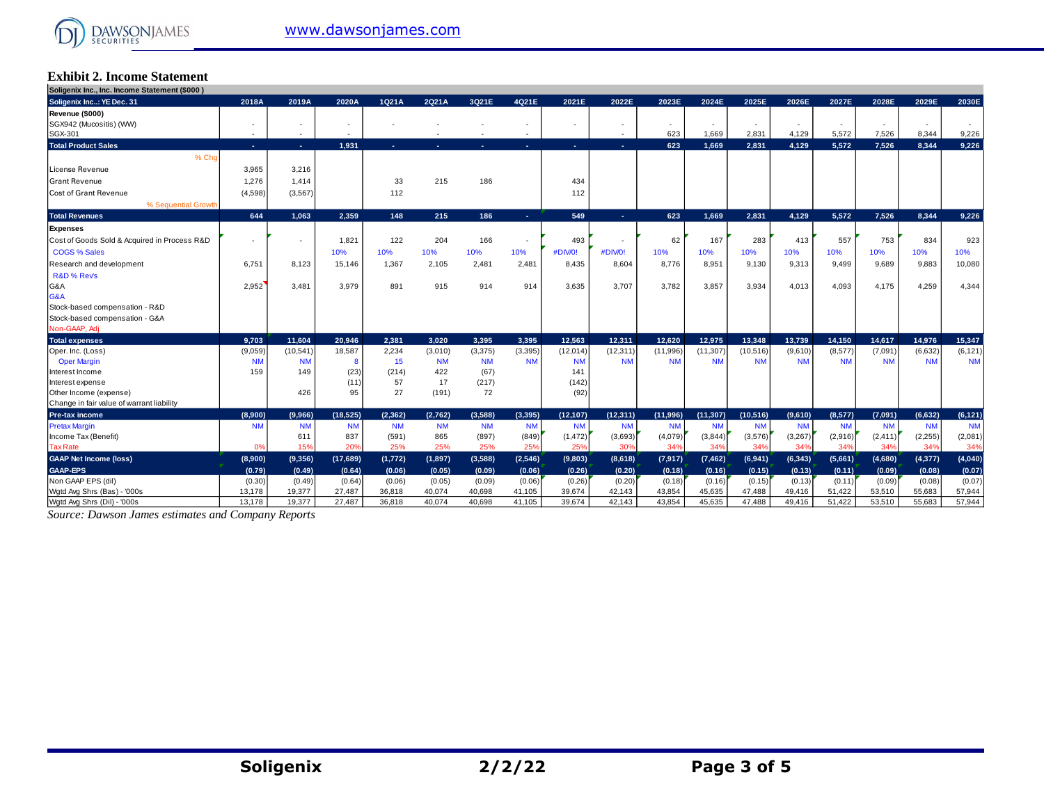## Exhibit 2. Income Statement

| Soligenix Inc., Inc. Income Statement ($000 ) | | | | | | | | | | | | | | | | | |
|---|---|---|---|---|---|---|---|---|---|---|---|---|---|---|---|---|---|
| **Soligenix Inc..: YE Dec. 31** | **2018A** | **2019A** | **2020A** | **1Q21A** | **2Q21A** | **3Q21E** | **4Q21E** | **2021E** | **2022E** | **2023E** | **2024E** | **2025E** | **2026E** | **2027E** | **2028E** | **2029E** | **2030E** |
| **Revenue ($000)** | | | | | | | | | | | | | | | | | |
| SGX942 (Mucositis) (WW) | - | - | - | - | | - | - | - | - | - | - | - | - | - | - | - | - |
| SGX-301 | - | - | - | | - | - | - | | - | 623 | 1,669 | 2,831 | 4,129 | 5,572 | 7,526 | 8,344 | 9,226 |
| **Total Product Sales** | - | - | 1,931 | - | - | - | - | - | - | 623 | 1,669 | 2,831 | 4,129 | 5,572 | 7,526 | 8,344 | 9,226 |
| % Chg | | | | | | | | | | | | | | | | | |
| License Revenue | 3,965 | 3,216 | | | | | | | | | | | | | | | |
| Grant Revenue | 1,276 | 1,414 | | 33 | 215 | 186 | | 434 | | | | | | | | | |
| Cost of Grant Revenue | (4,598) | (3,567) | | 112 | | | | 112 | | | | | | | | | |
| % Sequential Growth | | | | | | | | | | | | | | | | | |
| **Total Revenues** | 644 | 1,063 | 2,359 | 148 | 215 | 186 | - | 549 | - | 623 | 1,669 | 2,831 | 4,129 | 5,572 | 7,526 | 8,344 | 9,226 |
| **Expenses** | | | | | | | | | | | | | | | | | |
| Cost of Goods Sold & Acquired in Process R&D | - | - | 1,821 | 122 | 204 | 166 | - | 493 | - | 62 | 167 | 283 | 413 | 557 | 753 | 834 | 923 |
| COGS % Sales | | | 10% | 10% | 10% | 10% | 10% | #DIV/0! | #DIV/0! | 10% | 10% | 10% | 10% | 10% | 10% | 10% | 10% |
| Research and development | 6,751 | 8,123 | 15,146 | 1,367 | 2,105 | 2,481 | 2,481 | 8,435 | 8,604 | 8,776 | 8,951 | 9,130 | 9,313 | 9,499 | 9,689 | 9,883 | 10,080 |
| R&D % Rev's | | | | | | | | | | | | | | | | | |
| G&A | 2,952 | 3,481 | 3,979 | 891 | 915 | 914 | 914 | 3,635 | 3,707 | 3,782 | 3,857 | 3,934 | 4,013 | 4,093 | 4,175 | 4,259 | 4,344 |
| G&A | | | | | | | | | | | | | | | | | |
| Stock-based compensation - R&D | | | | | | | | | | | | | | | | | |
| Stock-based compensation - G&A | | | | | | | | | | | | | | | | | |
| Non-GAAP, Adj | | | | | | | | | | | | | | | | | |
| **Total expenses** | 9,703 | 11,604 | 20,946 | 2,381 | 3,020 | 3,395 | 3,395 | 12,563 | 12,311 | 12,620 | 12,975 | 13,348 | 13,739 | 14,150 | 14,617 | 14,976 | 15,347 |
| Oper. Inc. (Loss) | (9,059) | (10,541) | 18,587 | 2,234 | (3,010) | (3,375) | (3,395) | (12,014) | (12,311) | (11,996) | (11,307) | (10,516) | (9,610) | (8,577) | (7,091) | (6,632) | (6,121) |
| Oper Margin | NM | NM | 8 | 15 | NM | NM | NM | NM | NM | NM | NM | NM | NM | NM | NM | NM | NM |
| Interest Income | 159 | 149 | (23) | (214) | 422 | (67) | | 141 | | | | | | | | | |
| Interest expense | | | (11) | 57 | 17 | (217) | | (142) | | | | | | | | | |
| Other Income (expense) | | 426 | 95 | 27 | (191) | 72 | | (92) | | | | | | | | | |
| Change in fair value of warrant liability | | | | | | | | | | | | | | | | | |
| **Pre-tax income** | (8,900) | (9,966) | (18,525) | (2,362) | (2,762) | (3,588) | (3,395) | (12,107) | (12,311) | (11,996) | (11,307) | (10,516) | (9,610) | (8,577) | (7,091) | (6,632) | (6,121) |
| Pretax Margin | NM | NM | NM | NM | NM | NM | NM | NM | NM | NM | NM | NM | NM | NM | NM | NM | NM |
| Income Tax (Benefit) | | 611 | 837 | (591) | 865 | (897) | (849) | (1,472) | (3,693) | (4,079) | (3,844) | (3,576) | (3,267) | (2,916) | (2,411) | (2,255) | (2,081) |
| Tax Rate | 0% | 15% | 20% | 25% | 25% | 25% | 25% | 25% | 30% | 34% | 34% | 34% | 34% | 34% | 34% | 34% | 34% |
| **GAAP Net Income (loss)** | (8,900) | (9,356) | (17,689) | (1,772) | (1,897) | (3,588) | (2,546) | (9,803) | (8,618) | (7,917) | (7,462) | (6,941) | (6,343) | (5,661) | (4,680) | (4,377) | (4,040) |
| **GAAP-EPS** | (0.79) | (0.49) | (0.64) | (0.06) | (0.05) | (0.09) | (0.06) | (0.26) | (0.20) | (0.18) | (0.16) | (0.15) | (0.13) | (0.11) | (0.09) | (0.08) | (0.07) |
| Non GAAP EPS (dil) | (0.30) | (0.49) | (0.64) | (0.06) | (0.05) | (0.09) | (0.06) | (0.26) | (0.20) | (0.18) | (0.16) | (0.15) | (0.13) | (0.11) | (0.09) | (0.08) | (0.07) |
| Wgtd Avg Shrs (Bas) - '000s | 13,178 | 19,377 | 27,487 | 36,818 | 40,074 | 40,698 | 41,105 | 39,674 | 42,143 | 43,854 | 45,635 | 47,488 | 49,416 | 51,422 | 53,510 | 55,683 | 57,944 |
| Wgtd Avg Shrs (Dil) - '000s | 13,178 | 19,377 | 27,487 | 36,818 | 40,074 | 40,698 | 41,105 | 39,674 | 42,143 | 43,854 | 45,635 | 47,488 | 49,416 | 51,422 | 53,510 | 55,683 | 57,944 |

*Source: Dawson James estimates and Company Reports*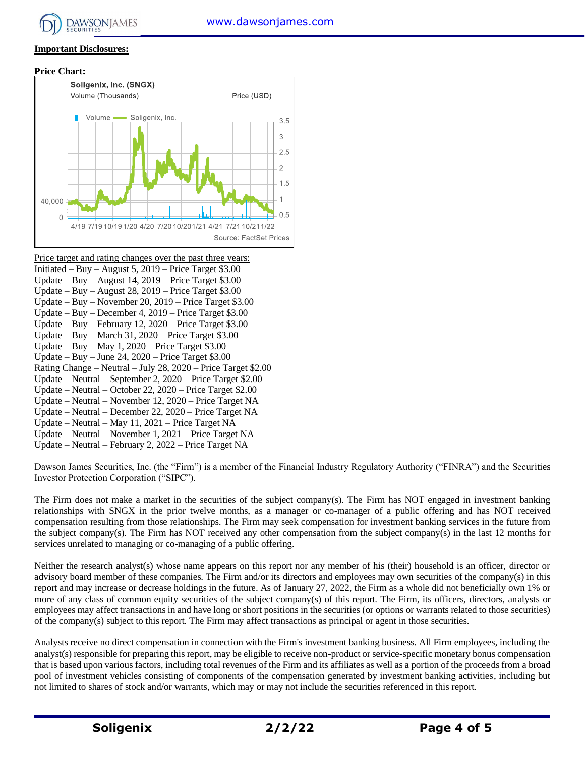**Important Disclosures:**

**Price Chart:**

Price target and rating changes over the past three years:

Initiated – Buy – August 5, 2019 – Price Target $3.00
Update – Buy – August 14, 2019 – Price Target $3.00
Update – Buy – August 28, 2019 – Price Target $3.00
Update – Buy – November 20, 2019 – Price Target $3.00
Update – Buy – December 4, 2019 – Price Target $3.00
Update – Buy – February 12, 2020 – Price Target $3.00
Update – Buy – March 31, 2020 – Price Target $3.00
Update – Buy – May 1, 2020 – Price Target $3.00
Update – Buy – June 24, 2020 – Price Target $3.00
Rating Change – Neutral – July 28, 2020 – Price Target $2.00
Update – Neutral – September 2, 2020 – Price Target $2.00
Update – Neutral – October 22, 2020 – Price Target $2.00
Update – Neutral – November 12, 2020 – Price Target NA
Update – Neutral – December 22, 2020 – Price Target NA
Update – Neutral – May 11, 2021 – Price Target NA
Update – Neutral – November 1, 2021 – Price Target NA
Update – Neutral – February 2, 2022 – Price Target NA

Dawson James Securities, Inc. (the "Firm") is a member of the Financial Industry Regulatory Authority ("FINRA") and the Securities Investor Protection Corporation ("SIPC").

The Firm does not make a market in the securities of the subject company(s). The Firm has NOT engaged in investment banking relationships with SNGX in the prior twelve months, as a manager or co-manager of a public offering and has NOT received compensation resulting from those relationships. The Firm may seek compensation for investment banking services in the future from the subject company(s). The Firm has NOT received any other compensation from the subject company(s) in the last 12 months for services unrelated to managing or co-managing of a public offering.

Neither the research analyst(s) whose name appears on this report nor any member of his (their) household is an officer, director or advisory board member of these companies. The Firm and/or its directors and employees may own securities of the company(s) in this report and may increase or decrease holdings in the future. As of January 27, 2022, the Firm as a whole did not beneficially own 1% or more of any class of common equity securities of the subject company(s) of this report. The Firm, its officers, directors, analysts or employees may affect transactions in and have long or short positions in the securities (or options or warrants related to those securities) of the company(s) subject to this report. The Firm may affect transactions as principal or agent in those securities.

Analysts receive no direct compensation in connection with the Firm's investment banking business. All Firm employees, including the analyst(s) responsible for preparing this report, may be eligible to receive non-product or service-specific monetary bonus compensation that is based upon various factors, including total revenues of the Firm and its affiliates as well as a portion of the proceeds from a broad pool of investment vehicles consisting of components of the compensation generated by investment banking activities, including but not limited to shares of stock and/or warrants, which may or may not include the securities referenced in this report.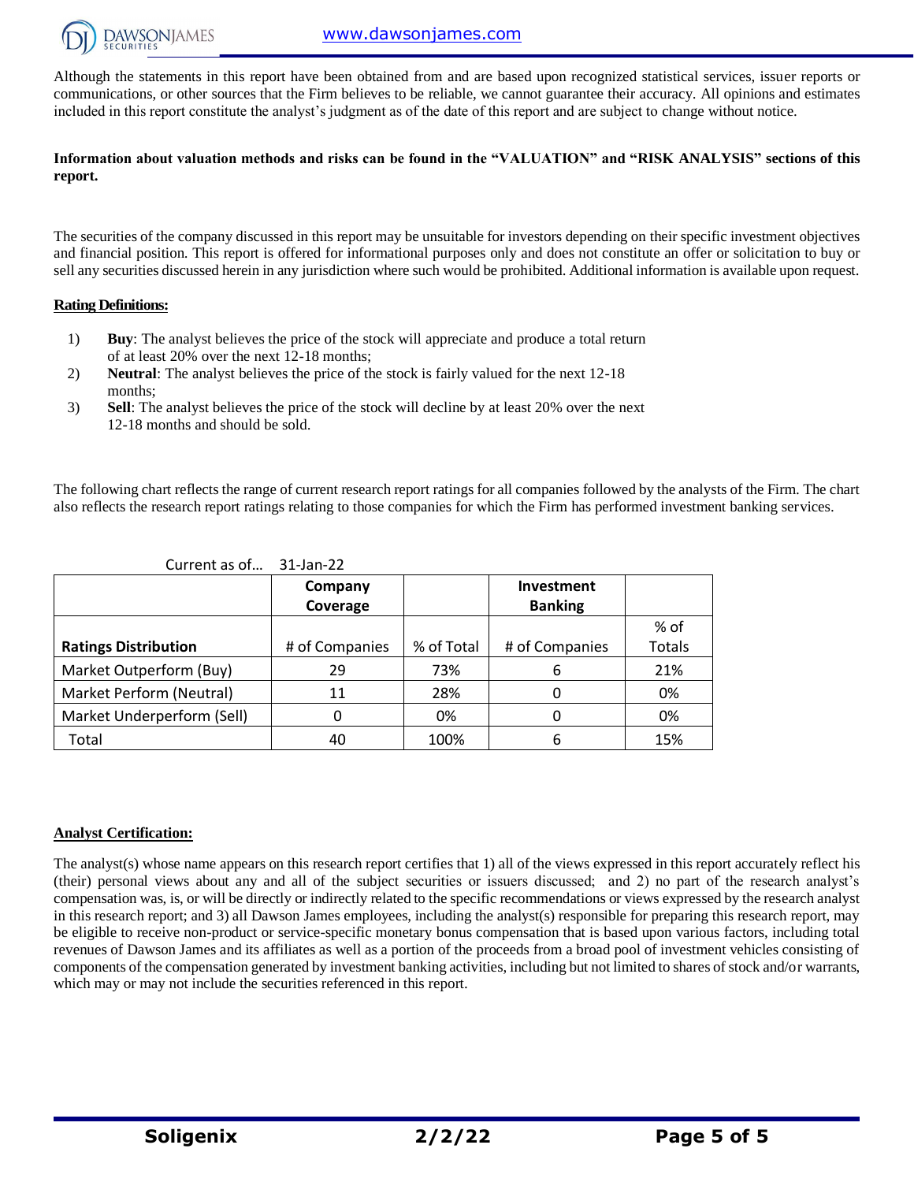Although the statements in this report have been obtained from and are based upon recognized statistical services, issuer reports or communications, or other sources that the Firm believes to be reliable, we cannot guarantee their accuracy. All opinions and estimates included in this report constitute the analyst's judgment as of the date of this report and are subject to change without notice.

**Information about valuation methods and risks can be found in the "VALUATION" and "RISK ANALYSIS" sections of this report.**

The securities of the company discussed in this report may be unsuitable for investors depending on their specific investment objectives and financial position. This report is offered for informational purposes only and does not constitute an offer or solicitation to buy or sell any securities discussed herein in any jurisdiction where such would be prohibited. Additional information is available upon request.

**Rating Definitions:**

1) **Buy**: The analyst believes the price of the stock will appreciate and produce a total return of at least 20% over the next 12-18 months;
2) **Neutral**: The analyst believes the price of the stock is fairly valued for the next 12-18 months;
3) **Sell**: The analyst believes the price of the stock will decline by at least 20% over the next 12-18 months and should be sold.

The following chart reflects the range of current research report ratings for all companies followed by the analysts of the Firm. The chart also reflects the research report ratings relating to those companies for which the Firm has performed investment banking services.

Current as of... 31-Jan-22

| | Company Coverage | | Investment Banking | |
|---|---|---|---|---|
| **Ratings Distribution** | # of Companies | % of Total | # of Companies | % of Totals |
| Market Outperform (Buy) | 29 | 73% | 6 | 21% |
| Market Perform (Neutral) | 11 | 28% | 0 | 0% |
| Market Underperform (Sell) | 0 | 0% | 0 | 0% |
| Total | 40 | 100% | 6 | 15% |

**Analyst Certification:**

The analyst(s) whose name appears on this research report certifies that 1) all of the views expressed in this report accurately reflect his (their) personal views about any and all of the subject securities or issuers discussed; and 2) no part of the research analyst's compensation was, is, or will be directly or indirectly related to the specific recommendations or views expressed by the research analyst in this research report; and 3) all Dawson James employees, including the analyst(s) responsible for preparing this research report, may be eligible to receive non-product or service-specific monetary bonus compensation that is based upon various factors, including total revenues of Dawson James and its affiliates as well as a portion of the proceeds from a broad pool of investment vehicles consisting of components of the compensation generated by investment banking activities, including but not limited to shares of stock and/or warrants, which may or may not include the securities referenced in this report.